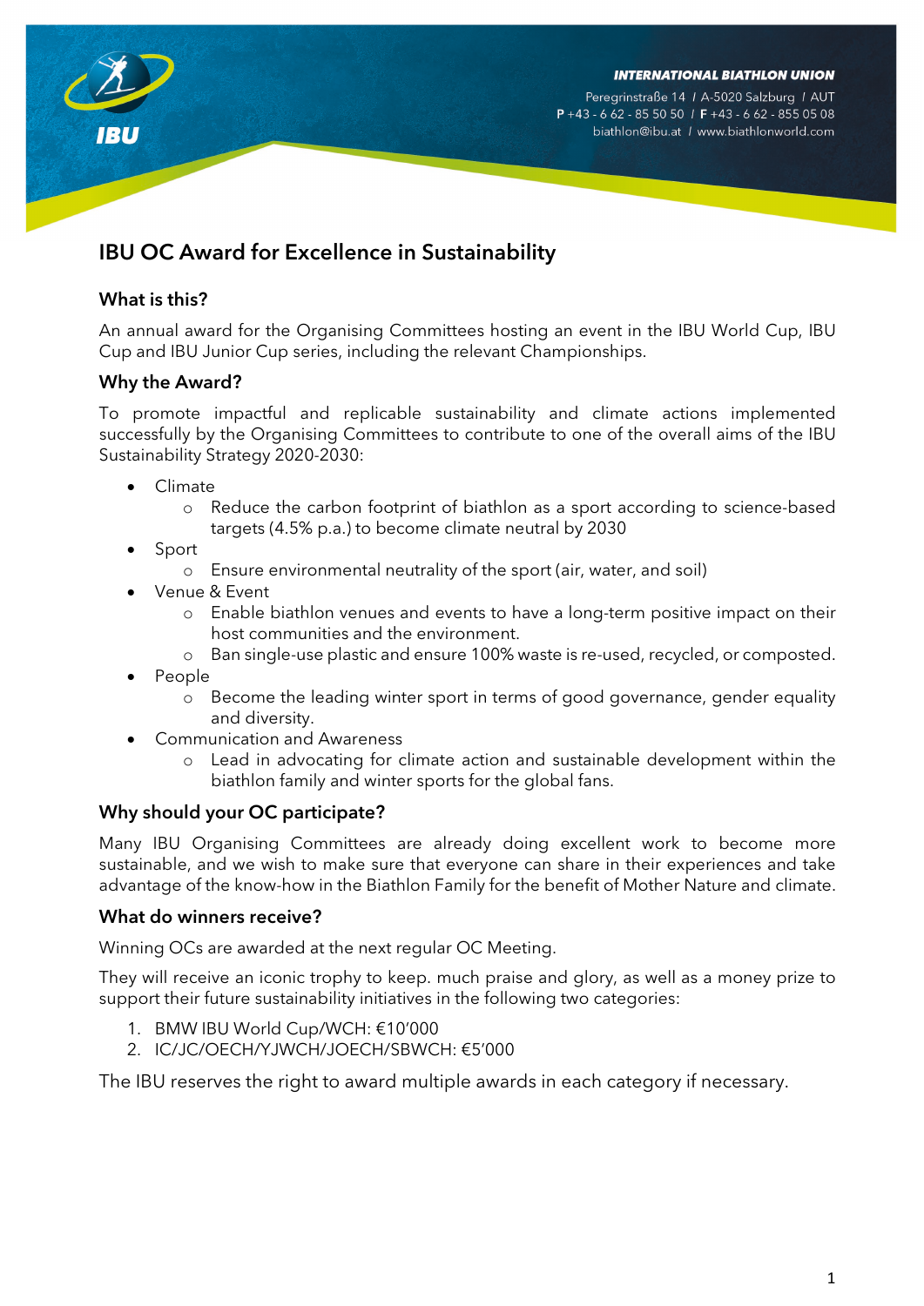INTERNATIONAL BIATHLON UNION

Peregrinstraße 14 / A-5020 Salzburg / AUT
P +43 - 6 62 - 85 50 50 / F +43 - 6 62 - 855 05 08
biathlon@ibu.at / www.biathlonworld.com

# IBU OC Award for Excellence in Sustainability

## What is this?

An annual award for the Organising Committees hosting an event in the IBU World Cup, IBU Cup and IBU Junior Cup series, including the relevant Championships.

## Why the Award?

To promote impactful and replicable sustainability and climate actions implemented successfully by the Organising Committees to contribute to one of the overall aims of the IBU Sustainability Strategy 2020-2030:

- Climate
  - Reduce the carbon footprint of biathlon as a sport according to science-based targets (4.5% p.a.) to become climate neutral by 2030
- Sport
  - Ensure environmental neutrality of the sport (air, water, and soil)
- Venue & Event
  - Enable biathlon venues and events to have a long-term positive impact on their host communities and the environment.
  - Ban single-use plastic and ensure 100% waste is re-used, recycled, or composted.
- People
  - Become the leading winter sport in terms of good governance, gender equality and diversity.
- Communication and Awareness
  - Lead in advocating for climate action and sustainable development within the biathlon family and winter sports for the global fans.

## Why should your OC participate?

Many IBU Organising Committees are already doing excellent work to become more sustainable, and we wish to make sure that everyone can share in their experiences and take advantage of the know-how in the Biathlon Family for the benefit of Mother Nature and climate.

## What do winners receive?

Winning OCs are awarded at the next regular OC Meeting.

They will receive an iconic trophy to keep. much praise and glory, as well as a money prize to support their future sustainability initiatives in the following two categories:

1. BMW IBU World Cup/WCH: €10'000
2. IC/JC/OECH/YJWCH/JOECH/SBWCH: €5'000

The IBU reserves the right to award multiple awards in each category if necessary.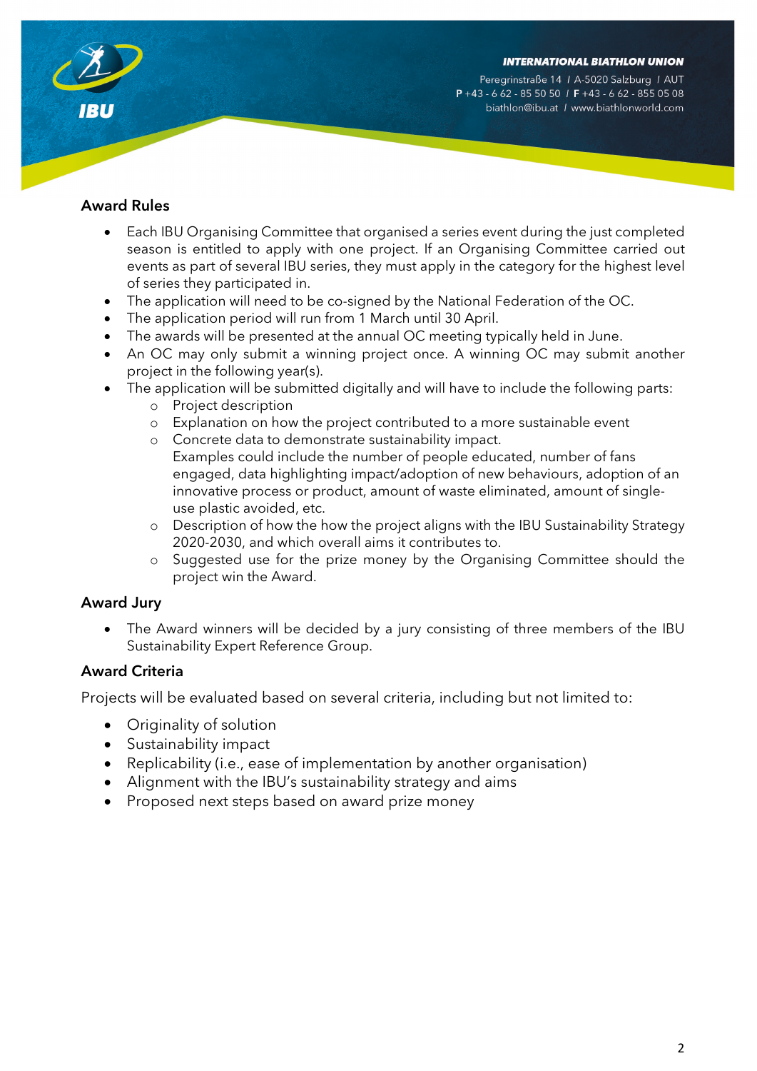## Award Rules

- Each IBU Organising Committee that organised a series event during the just completed season is entitled to apply with one project. If an Organising Committee carried out events as part of several IBU series, they must apply in the category for the highest level of series they participated in.
- The application will need to be co-signed by the National Federation of the OC.
- The application period will run from 1 March until 30 April.
- The awards will be presented at the annual OC meeting typically held in June.
- An OC may only submit a winning project once. A winning OC may submit another project in the following year(s).
- The application will be submitted digitally and will have to include the following parts:
  - Project description
  - Explanation on how the project contributed to a more sustainable event
  - Concrete data to demonstrate sustainability impact.
    Examples could include the number of people educated, number of fans engaged, data highlighting impact/adoption of new behaviours, adoption of an innovative process or product, amount of waste eliminated, amount of single-use plastic avoided, etc.
  - Description of how the how the project aligns with the IBU Sustainability Strategy 2020-2030, and which overall aims it contributes to.
  - Suggested use for the prize money by the Organising Committee should the project win the Award.

## Award Jury

- The Award winners will be decided by a jury consisting of three members of the IBU Sustainability Expert Reference Group.

## Award Criteria

Projects will be evaluated based on several criteria, including but not limited to:

- Originality of solution
- Sustainability impact
- Replicability (i.e., ease of implementation by another organisation)
- Alignment with the IBU's sustainability strategy and aims
- Proposed next steps based on award prize money